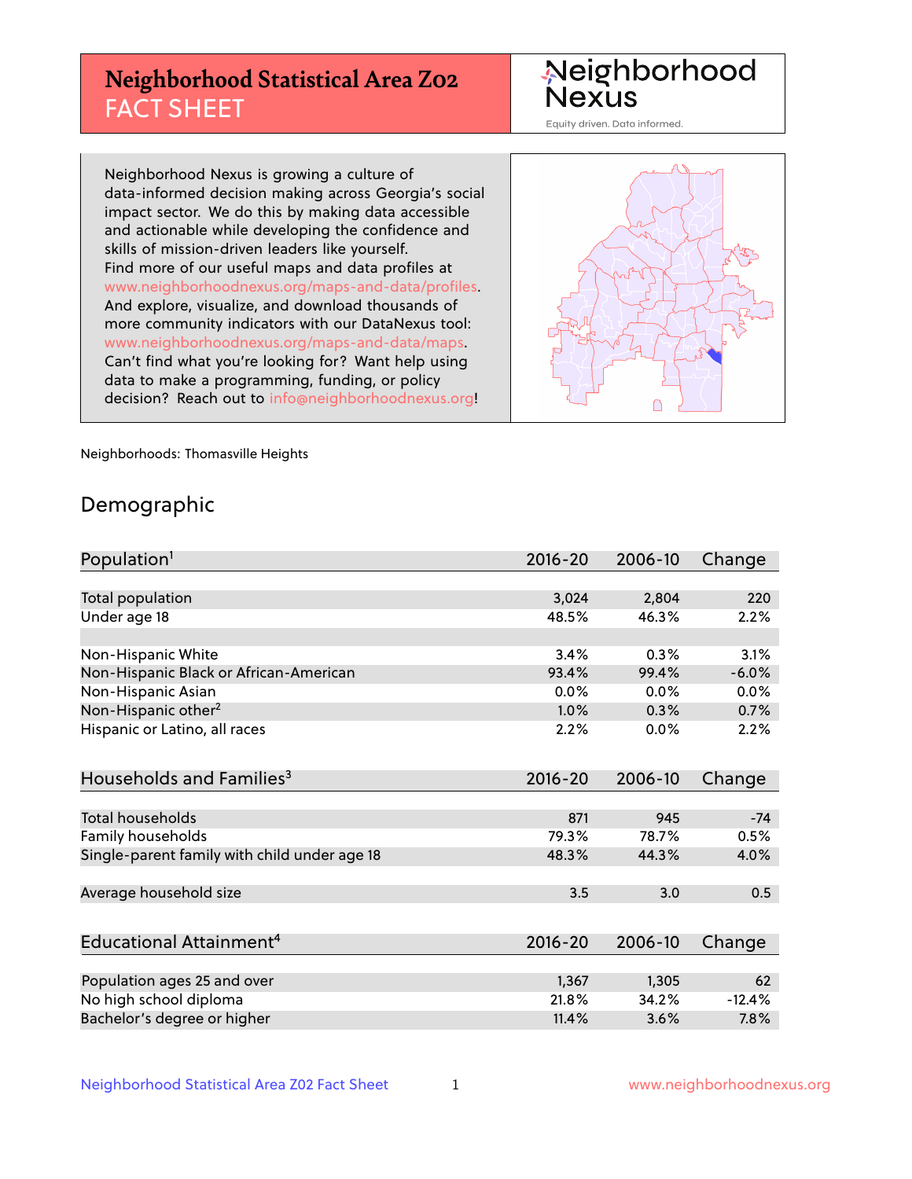# Neighborhood Statistical Area Z02 FACT SHEET

Neighborhood Nexus
Equity driven. Data informed.

Neighborhood Nexus is growing a culture of data-informed decision making across Georgia's social impact sector. We do this by making data accessible and actionable while developing the confidence and skills of mission-driven leaders like yourself. Find more of our useful maps and data profiles at www.neighborhoodnexus.org/maps-and-data/profiles. And explore, visualize, and download thousands of more community indicators with our DataNexus tool: www.neighborhoodnexus.org/maps-and-data/maps. Can't find what you're looking for? Want help using data to make a programming, funding, or policy decision? Reach out to info@neighborhoodnexus.org!

Neighborhoods: Thomasville Heights

## Demographic

| Population[1] | 2016-20 | 2006-10 | Change |
|---|---|---|---|
| Total population | 3,024 | 2,804 | 220 |
| Under age 18 | 48.5% | 46.3% | 2.2% |
| | | | |
| Non-Hispanic White | 3.4% | 0.3% | 3.1% |
| Non-Hispanic Black or African-American | 93.4% | 99.4% | -6.0% |
| Non-Hispanic Asian | 0.0% | 0.0% | 0.0% |
| Non-Hispanic other[2] | 1.0% | 0.3% | 0.7% |
| Hispanic or Latino, all races | 2.2% | 0.0% | 2.2% |

| Households and Families[3] | 2016-20 | 2006-10 | Change |
|---|---|---|---|
| Total households | 871 | 945 | -74 |
| Family households | 79.3% | 78.7% | 0.5% |
| Single-parent family with child under age 18 | 48.3% | 44.3% | 4.0% |
| | | | |
| Average household size | 3.5 | 3.0 | 0.5 |

| Educational Attainment[4] | 2016-20 | 2006-10 | Change |
|---|---|---|---|
| Population ages 25 and over | 1,367 | 1,305 | 62 |
| No high school diploma | 21.8% | 34.2% | -12.4% |
| Bachelor's degree or higher | 11.4% | 3.6% | 7.8% |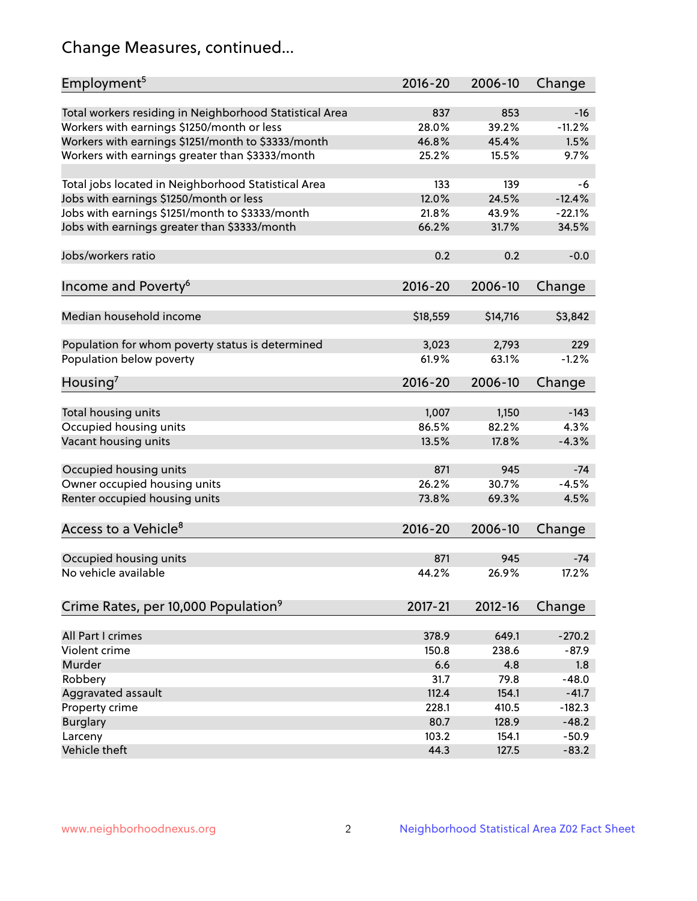# Change Measures, continued...

| Employment[5] | 2016-20 | 2006-10 | Change |
|---|---|---|---|
| Total workers residing in Neighborhood Statistical Area | 837 | 853 | -16 |
| Workers with earnings $1250/month or less | 28.0% | 39.2% | -11.2% |
| Workers with earnings $1251/month to $3333/month | 46.8% | 45.4% | 1.5% |
| Workers with earnings greater than $3333/month | 25.2% | 15.5% | 9.7% |
| | | | |
| Total jobs located in Neighborhood Statistical Area | 133 | 139 | -6 |
| Jobs with earnings $1250/month or less | 12.0% | 24.5% | -12.4% |
| Jobs with earnings $1251/month to $3333/month | 21.8% | 43.9% | -22.1% |
| Jobs with earnings greater than $3333/month | 66.2% | 31.7% | 34.5% |
| | | | |
| Jobs/workers ratio | 0.2 | 0.2 | -0.0 |

| Income and Poverty[6] | 2016-20 | 2006-10 | Change |
|---|---|---|---|
| Median household income | $18,559 | $14,716 | $3,842 |
| | | | |
| Population for whom poverty status is determined | 3,023 | 2,793 | 229 |
| Population below poverty | 61.9% | 63.1% | -1.2% |

| Housing[7] | 2016-20 | 2006-10 | Change |
|---|---|---|---|
| Total housing units | 1,007 | 1,150 | -143 |
| Occupied housing units | 86.5% | 82.2% | 4.3% |
| Vacant housing units | 13.5% | 17.8% | -4.3% |
| | | | |
| Occupied housing units | 871 | 945 | -74 |
| Owner occupied housing units | 26.2% | 30.7% | -4.5% |
| Renter occupied housing units | 73.8% | 69.3% | 4.5% |

| Access to a Vehicle[8] | 2016-20 | 2006-10 | Change |
|---|---|---|---|
| Occupied housing units | 871 | 945 | -74 |
| No vehicle available | 44.2% | 26.9% | 17.2% |

| Crime Rates, per 10,000 Population[9] | 2017-21 | 2012-16 | Change |
|---|---|---|---|
| All Part I crimes | 378.9 | 649.1 | -270.2 |
| Violent crime | 150.8 | 238.6 | -87.9 |
| Murder | 6.6 | 4.8 | 1.8 |
| Robbery | 31.7 | 79.8 | -48.0 |
| Aggravated assault | 112.4 | 154.1 | -41.7 |
| Property crime | 228.1 | 410.5 | -182.3 |
| Burglary | 80.7 | 128.9 | -48.2 |
| Larceny | 103.2 | 154.1 | -50.9 |
| Vehicle theft | 44.3 | 127.5 | -83.2 |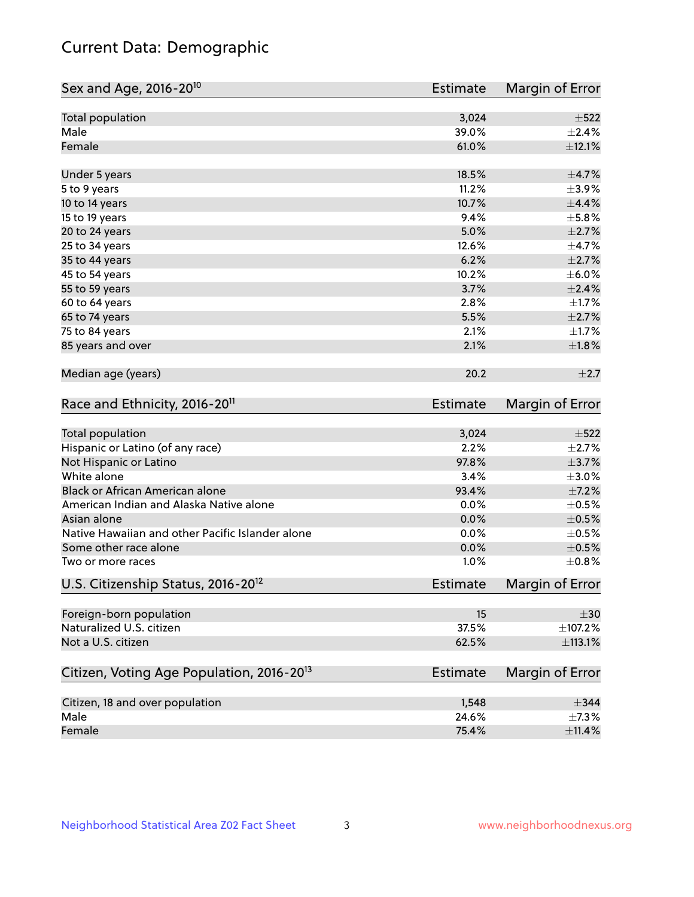# Current Data: Demographic

| Sex and Age, 2016-20[10] | Estimate | Margin of Error |
|---|---|---|
| Total population | 3,024 | ±522 |
| Male | 39.0% | ±2.4% |
| Female | 61.0% | ±12.1% |
| Under 5 years | 18.5% | ±4.7% |
| 5 to 9 years | 11.2% | ±3.9% |
| 10 to 14 years | 10.7% | ±4.4% |
| 15 to 19 years | 9.4% | ±5.8% |
| 20 to 24 years | 5.0% | ±2.7% |
| 25 to 34 years | 12.6% | ±4.7% |
| 35 to 44 years | 6.2% | ±2.7% |
| 45 to 54 years | 10.2% | ±6.0% |
| 55 to 59 years | 3.7% | ±2.4% |
| 60 to 64 years | 2.8% | ±1.7% |
| 65 to 74 years | 5.5% | ±2.7% |
| 75 to 84 years | 2.1% | ±1.7% |
| 85 years and over | 2.1% | ±1.8% |
| Median age (years) | 20.2 | ±2.7 |

| Race and Ethnicity, 2016-20[11] | Estimate | Margin of Error |
|---|---|---|
| Total population | 3,024 | ±522 |
| Hispanic or Latino (of any race) | 2.2% | ±2.7% |
| Not Hispanic or Latino | 97.8% | ±3.7% |
| White alone | 3.4% | ±3.0% |
| Black or African American alone | 93.4% | ±7.2% |
| American Indian and Alaska Native alone | 0.0% | ±0.5% |
| Asian alone | 0.0% | ±0.5% |
| Native Hawaiian and other Pacific Islander alone | 0.0% | ±0.5% |
| Some other race alone | 0.0% | ±0.5% |
| Two or more races | 1.0% | ±0.8% |

| U.S. Citizenship Status, 2016-20[12] | Estimate | Margin of Error |
|---|---|---|
| Foreign-born population | 15 | ±30 |
| Naturalized U.S. citizen | 37.5% | ±107.2% |
| Not a U.S. citizen | 62.5% | ±113.1% |

| Citizen, Voting Age Population, 2016-20[13] | Estimate | Margin of Error |
|---|---|---|
| Citizen, 18 and over population | 1,548 | ±344 |
| Male | 24.6% | ±7.3% |
| Female | 75.4% | ±11.4% |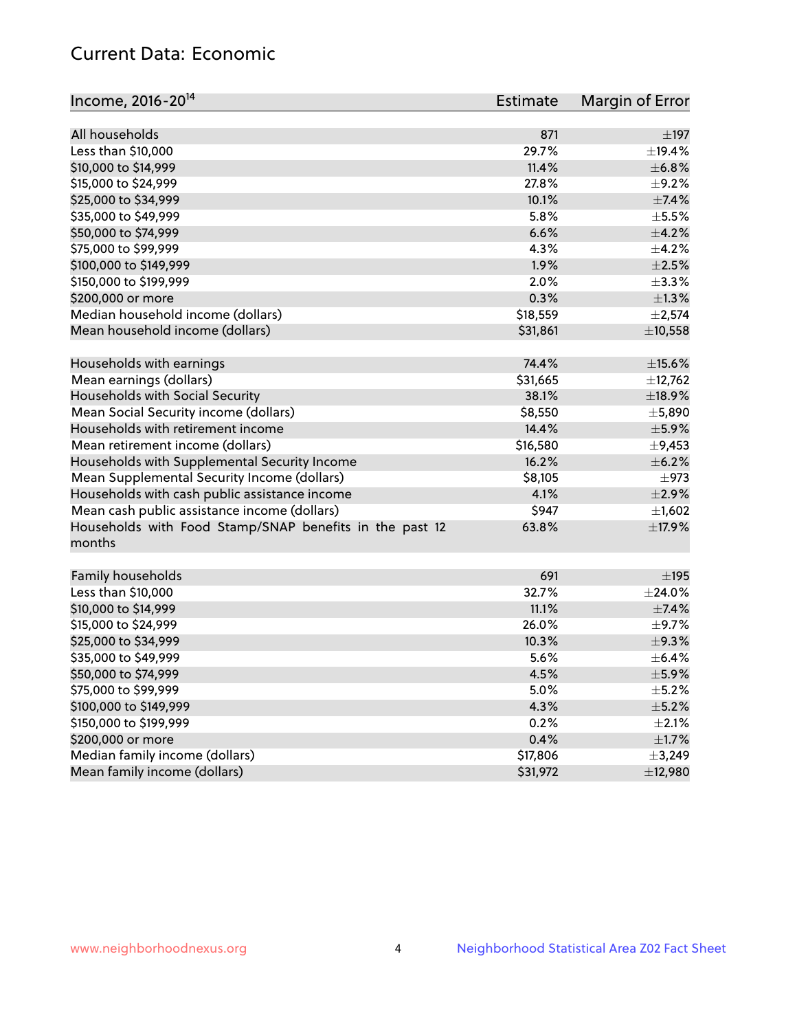## Current Data: Economic

| Income, 2016-20[14] | Estimate | Margin of Error |
|---|---|---|
| All households | 871 | ±197 |
| Less than $10,000 | 29.7% | ±19.4% |
| $10,000 to $14,999 | 11.4% | ±6.8% |
| $15,000 to $24,999 | 27.8% | ±9.2% |
| $25,000 to $34,999 | 10.1% | ±7.4% |
| $35,000 to $49,999 | 5.8% | ±5.5% |
| $50,000 to $74,999 | 6.6% | ±4.2% |
| $75,000 to $99,999 | 4.3% | ±4.2% |
| $100,000 to $149,999 | 1.9% | ±2.5% |
| $150,000 to $199,999 | 2.0% | ±3.3% |
| $200,000 or more | 0.3% | ±1.3% |
| Median household income (dollars) | $18,559 | ±2,574 |
| Mean household income (dollars) | $31,861 | ±10,558 |
| | | |
| Households with earnings | 74.4% | ±15.6% |
| Mean earnings (dollars) | $31,665 | ±12,762 |
| Households with Social Security | 38.1% | ±18.9% |
| Mean Social Security income (dollars) | $8,550 | ±5,890 |
| Households with retirement income | 14.4% | ±5.9% |
| Mean retirement income (dollars) | $16,580 | ±9,453 |
| Households with Supplemental Security Income | 16.2% | ±6.2% |
| Mean Supplemental Security Income (dollars) | $8,105 | ±973 |
| Households with cash public assistance income | 4.1% | ±2.9% |
| Mean cash public assistance income (dollars) | $947 | ±1,602 |
| Households with Food Stamp/SNAP benefits in the past 12 months | 63.8% | ±17.9% |
| | | |
| Family households | 691 | ±195 |
| Less than $10,000 | 32.7% | ±24.0% |
| $10,000 to $14,999 | 11.1% | ±7.4% |
| $15,000 to $24,999 | 26.0% | ±9.7% |
| $25,000 to $34,999 | 10.3% | ±9.3% |
| $35,000 to $49,999 | 5.6% | ±6.4% |
| $50,000 to $74,999 | 4.5% | ±5.9% |
| $75,000 to $99,999 | 5.0% | ±5.2% |
| $100,000 to $149,999 | 4.3% | ±5.2% |
| $150,000 to $199,999 | 0.2% | ±2.1% |
| $200,000 or more | 0.4% | ±1.7% |
| Median family income (dollars) | $17,806 | ±3,249 |
| Mean family income (dollars) | $31,972 | ±12,980 |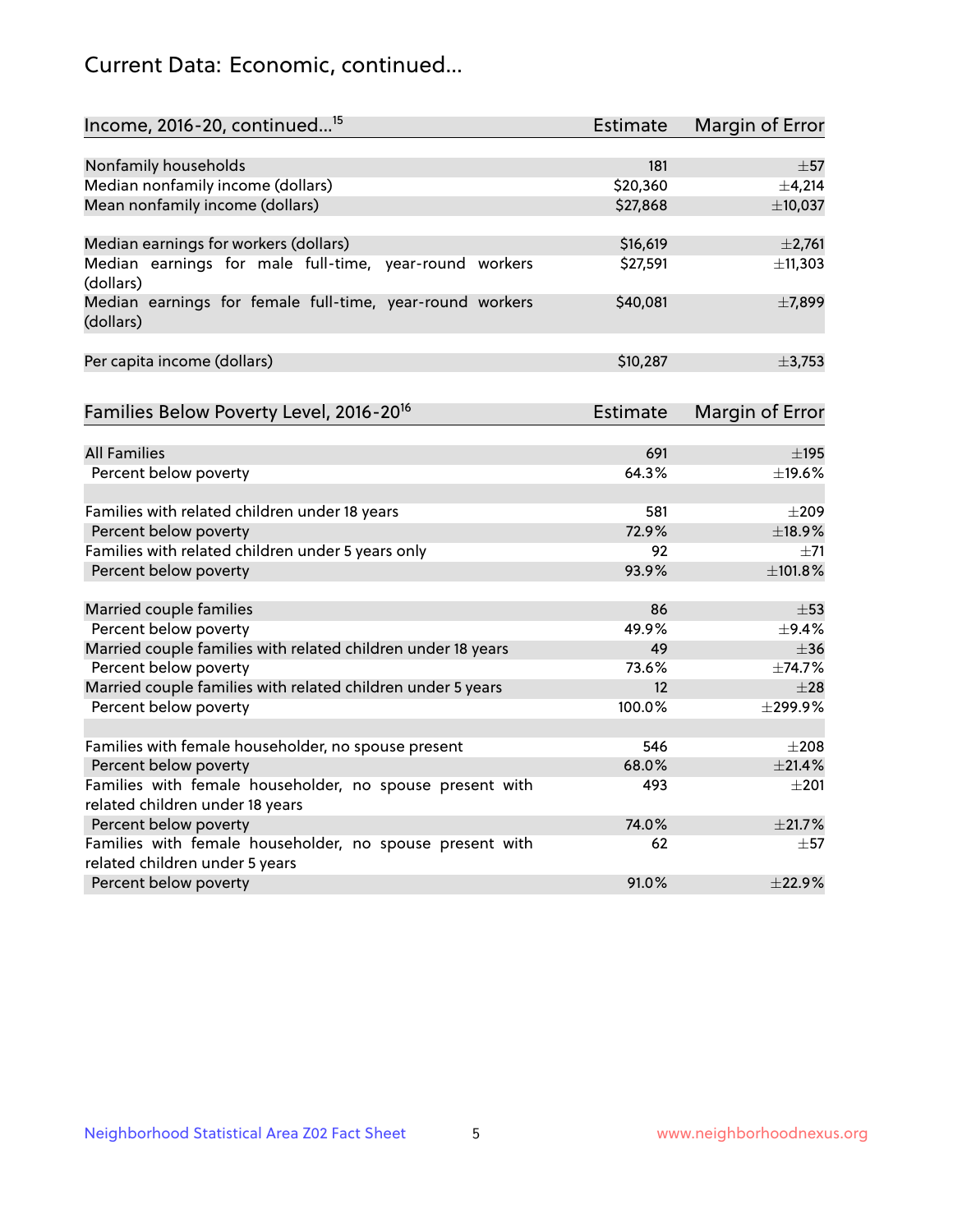# Current Data: Economic, continued...

| Income, 2016-20, continued...[15] | Estimate | Margin of Error |
|---|---|---|
| Nonfamily households | 181 | ±57 |
| Median nonfamily income (dollars) | $20,360 | ±4,214 |
| Mean nonfamily income (dollars) | $27,868 | ±10,037 |
| | | |
| Median earnings for workers (dollars) | $16,619 | ±2,761 |
| Median earnings for male full-time, year-round workers (dollars) | $27,591 | ±11,303 |
| Median earnings for female full-time, year-round workers (dollars) | $40,081 | ±7,899 |
| | | |
| Per capita income (dollars) | $10,287 | ±3,753 |

| Families Below Poverty Level, 2016-20[16] | Estimate | Margin of Error |
|---|---|---|
| All Families | 691 | ±195 |
| Percent below poverty | 64.3% | ±19.6% |
| | | |
| Families with related children under 18 years | 581 | ±209 |
| Percent below poverty | 72.9% | ±18.9% |
| Families with related children under 5 years only | 92 | ±71 |
| Percent below poverty | 93.9% | ±101.8% |
| | | |
| Married couple families | 86 | ±53 |
| Percent below poverty | 49.9% | ±9.4% |
| Married couple families with related children under 18 years | 49 | ±36 |
| Percent below poverty | 73.6% | ±74.7% |
| Married couple families with related children under 5 years | 12 | ±28 |
| Percent below poverty | 100.0% | ±299.9% |
| | | |
| Families with female householder, no spouse present | 546 | ±208 |
| Percent below poverty | 68.0% | ±21.4% |
| Families with female householder, no spouse present with related children under 18 years | 493 | ±201 |
| Percent below poverty | 74.0% | ±21.7% |
| Families with female householder, no spouse present with related children under 5 years | 62 | ±57 |
| Percent below poverty | 91.0% | ±22.9% |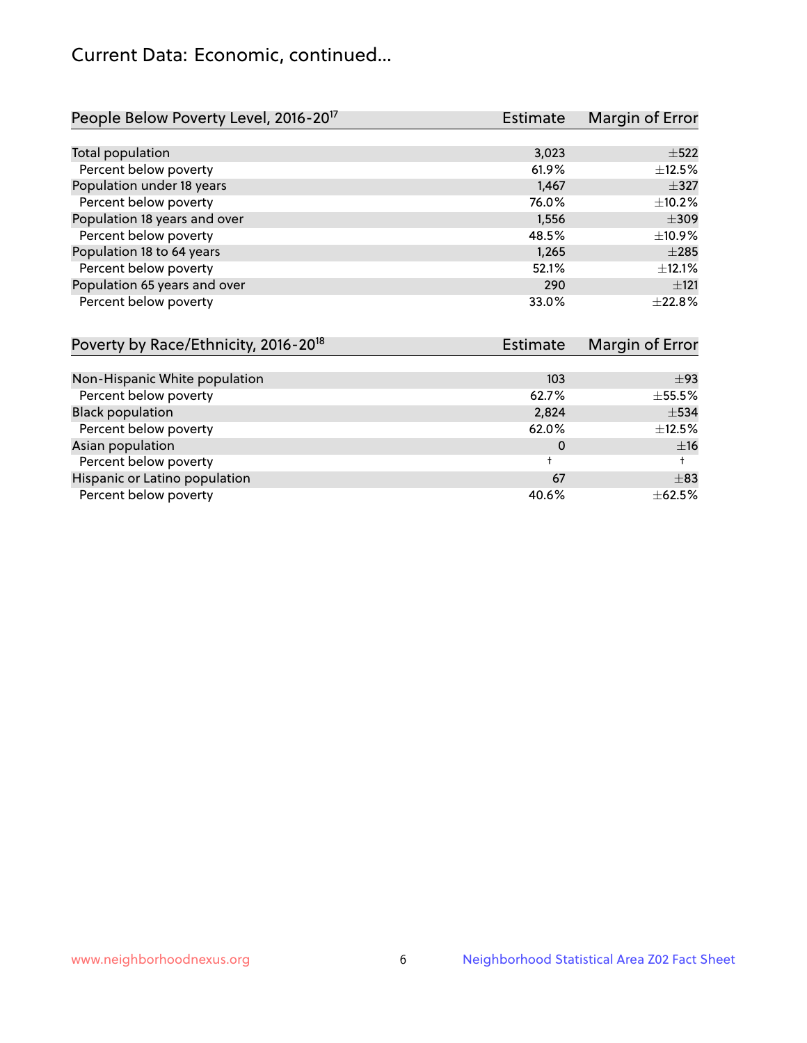# Current Data: Economic, continued...

| People Below Poverty Level, 2016-20[17] | Estimate | Margin of Error |
|---|---|---|
| Total population | 3,023 | ±522 |
| Percent below poverty | 61.9% | ±12.5% |
| Population under 18 years | 1,467 | ±327 |
| Percent below poverty | 76.0% | ±10.2% |
| Population 18 years and over | 1,556 | ±309 |
| Percent below poverty | 48.5% | ±10.9% |
| Population 18 to 64 years | 1,265 | ±285 |
| Percent below poverty | 52.1% | ±12.1% |
| Population 65 years and over | 290 | ±121 |
| Percent below poverty | 33.0% | ±22.8% |

| Poverty by Race/Ethnicity, 2016-20[18] | Estimate | Margin of Error |
|---|---|---|
| Non-Hispanic White population | 103 | ±93 |
| Percent below poverty | 62.7% | ±55.5% |
| Black population | 2,824 | ±534 |
| Percent below poverty | 62.0% | ±12.5% |
| Asian population | 0 | ±16 |
| Percent below poverty | † | † |
| Hispanic or Latino population | 67 | ±83 |
| Percent below poverty | 40.6% | ±62.5% |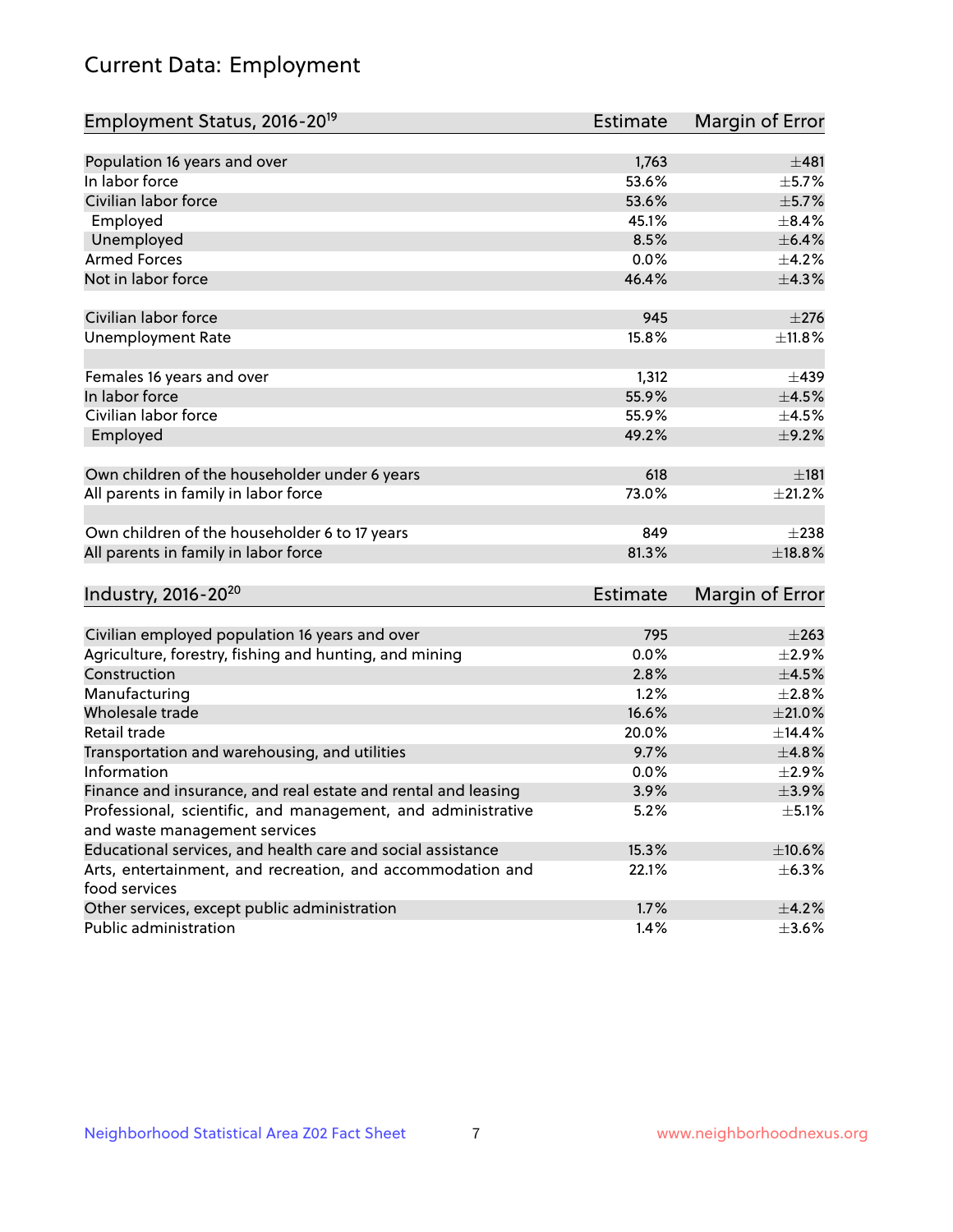# Current Data: Employment

| Employment Status, 2016-20[19] | Estimate | Margin of Error |
|---|---|---|
| Population 16 years and over | 1,763 | ±481 |
| In labor force | 53.6% | ±5.7% |
| Civilian labor force | 53.6% | ±5.7% |
| Employed | 45.1% | ±8.4% |
| Unemployed | 8.5% | ±6.4% |
| Armed Forces | 0.0% | ±4.2% |
| Not in labor force | 46.4% | ±4.3% |
| | | |
| Civilian labor force | 945 | ±276 |
| Unemployment Rate | 15.8% | ±11.8% |
| | | |
| Females 16 years and over | 1,312 | ±439 |
| In labor force | 55.9% | ±4.5% |
| Civilian labor force | 55.9% | ±4.5% |
| Employed | 49.2% | ±9.2% |
| | | |
| Own children of the householder under 6 years | 618 | ±181 |
| All parents in family in labor force | 73.0% | ±21.2% |
| | | |
| Own children of the householder 6 to 17 years | 849 | ±238 |
| All parents in family in labor force | 81.3% | ±18.8% |

| Industry, 2016-20[20] | Estimate | Margin of Error |
|---|---|---|
| Civilian employed population 16 years and over | 795 | ±263 |
| Agriculture, forestry, fishing and hunting, and mining | 0.0% | ±2.9% |
| Construction | 2.8% | ±4.5% |
| Manufacturing | 1.2% | ±2.8% |
| Wholesale trade | 16.6% | ±21.0% |
| Retail trade | 20.0% | ±14.4% |
| Transportation and warehousing, and utilities | 9.7% | ±4.8% |
| Information | 0.0% | ±2.9% |
| Finance and insurance, and real estate and rental and leasing | 3.9% | ±3.9% |
| Professional, scientific, and management, and administrative and waste management services | 5.2% | ±5.1% |
| Educational services, and health care and social assistance | 15.3% | ±10.6% |
| Arts, entertainment, and recreation, and accommodation and food services | 22.1% | ±6.3% |
| Other services, except public administration | 1.7% | ±4.2% |
| Public administration | 1.4% | ±3.6% |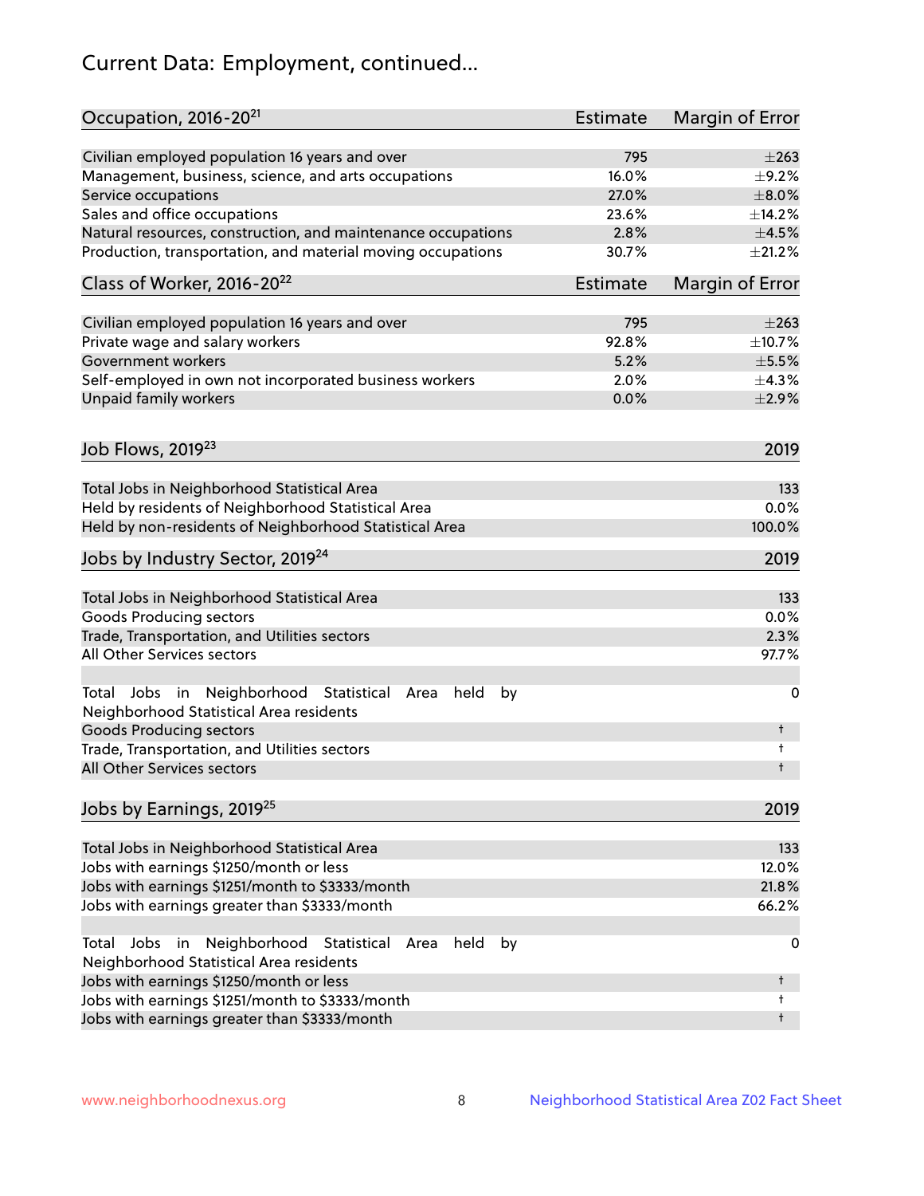# Current Data: Employment, continued...

| Occupation, 2016-20[21] | Estimate | Margin of Error |
|---|---|---|
| Civilian employed population 16 years and over | 795 | ±263 |
| Management, business, science, and arts occupations | 16.0% | ±9.2% |
| Service occupations | 27.0% | ±8.0% |
| Sales and office occupations | 23.6% | ±14.2% |
| Natural resources, construction, and maintenance occupations | 2.8% | ±4.5% |
| Production, transportation, and material moving occupations | 30.7% | ±21.2% |

| Class of Worker, 2016-20[22] | Estimate | Margin of Error |
|---|---|---|
| Civilian employed population 16 years and over | 795 | ±263 |
| Private wage and salary workers | 92.8% | ±10.7% |
| Government workers | 5.2% | ±5.5% |
| Self-employed in own not incorporated business workers | 2.0% | ±4.3% |
| Unpaid family workers | 0.0% | ±2.9% |

| Job Flows, 2019[23] | 2019 |
|---|---|
| Total Jobs in Neighborhood Statistical Area | 133 |
| Held by residents of Neighborhood Statistical Area | 0.0% |
| Held by non-residents of Neighborhood Statistical Area | 100.0% |

| Jobs by Industry Sector, 2019[24] | 2019 |
|---|---|
| Total Jobs in Neighborhood Statistical Area | 133 |
| Goods Producing sectors | 0.0% |
| Trade, Transportation, and Utilities sectors | 2.3% |
| All Other Services sectors | 97.7% |
| | |
| Total Jobs in Neighborhood Statistical Area held by Neighborhood Statistical Area residents | 0 |
| Goods Producing sectors | † |
| Trade, Transportation, and Utilities sectors | † |
| All Other Services sectors | † |

| Jobs by Earnings, 2019[25] | 2019 |
|---|---|
| Total Jobs in Neighborhood Statistical Area | 133 |
| Jobs with earnings $1250/month or less | 12.0% |
| Jobs with earnings $1251/month to $3333/month | 21.8% |
| Jobs with earnings greater than $3333/month | 66.2% |
| | |
| Total Jobs in Neighborhood Statistical Area held by Neighborhood Statistical Area residents | 0 |
| Jobs with earnings $1250/month or less | † |
| Jobs with earnings $1251/month to $3333/month | † |
| Jobs with earnings greater than $3333/month | † |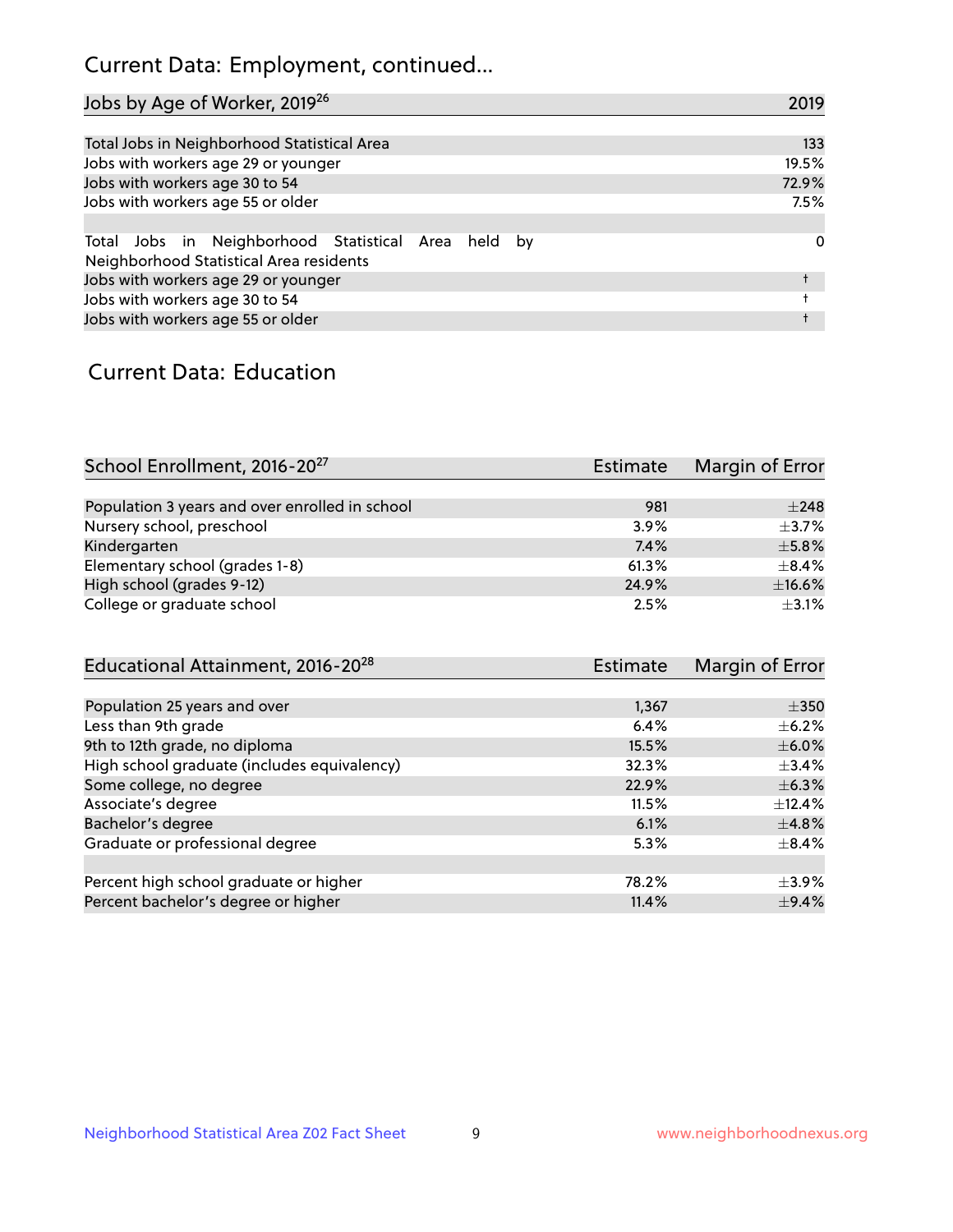# Current Data: Employment, continued...

| Jobs by Age of Worker, 2019[26] | 2019 |
|---|---|
| Total Jobs in Neighborhood Statistical Area | 133 |
| Jobs with workers age 29 or younger | 19.5% |
| Jobs with workers age 30 to 54 | 72.9% |
| Jobs with workers age 55 or older | 7.5% |
| | |
| Total Jobs in Neighborhood Statistical Area held by Neighborhood Statistical Area residents | 0 |
| Jobs with workers age 29 or younger | † |
| Jobs with workers age 30 to 54 | † |
| Jobs with workers age 55 or older | † |

## Current Data: Education

| School Enrollment, 2016-20[27] | Estimate | Margin of Error |
|---|---|---|
| Population 3 years and over enrolled in school | 981 | ±248 |
| Nursery school, preschool | 3.9% | ±3.7% |
| Kindergarten | 7.4% | ±5.8% |
| Elementary school (grades 1-8) | 61.3% | ±8.4% |
| High school (grades 9-12) | 24.9% | ±16.6% |
| College or graduate school | 2.5% | ±3.1% |

| Educational Attainment, 2016-20[28] | Estimate | Margin of Error |
|---|---|---|
| Population 25 years and over | 1,367 | ±350 |
| Less than 9th grade | 6.4% | ±6.2% |
| 9th to 12th grade, no diploma | 15.5% | ±6.0% |
| High school graduate (includes equivalency) | 32.3% | ±3.4% |
| Some college, no degree | 22.9% | ±6.3% |
| Associate's degree | 11.5% | ±12.4% |
| Bachelor's degree | 6.1% | ±4.8% |
| Graduate or professional degree | 5.3% | ±8.4% |
| | | |
| Percent high school graduate or higher | 78.2% | ±3.9% |
| Percent bachelor's degree or higher | 11.4% | ±9.4% |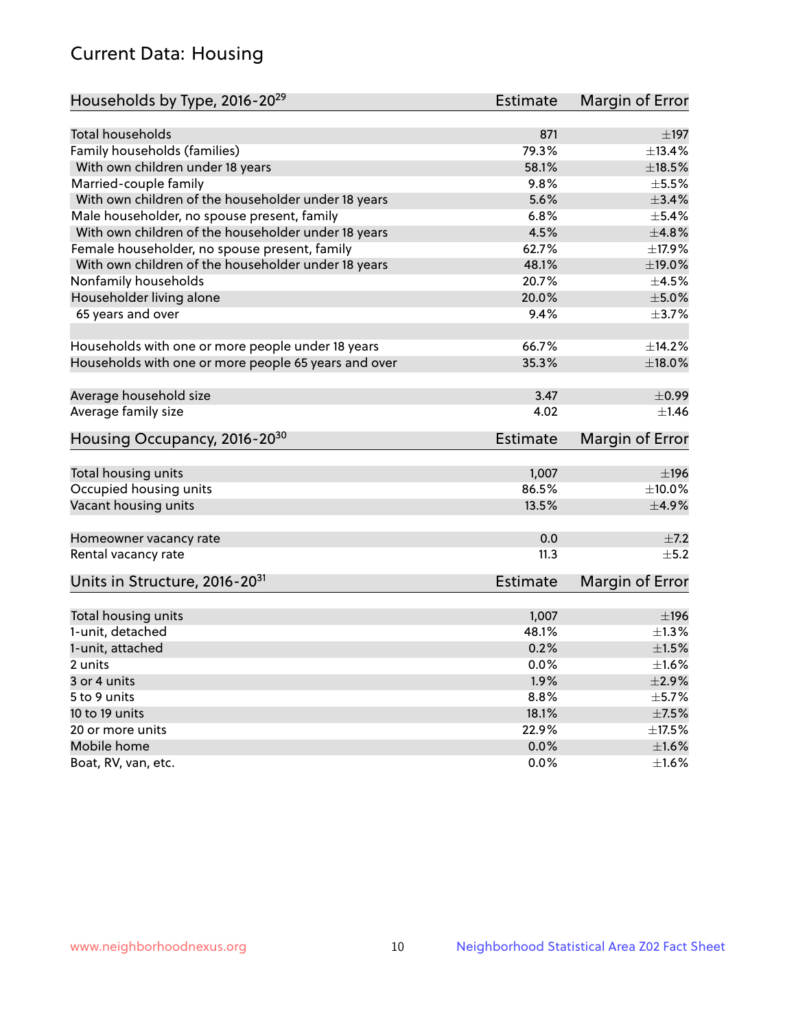# Current Data: Housing

| Households by Type, 2016-20[29] | Estimate | Margin of Error |
|---|---|---|
| Total households | 871 | ±197 |
| Family households (families) | 79.3% | ±13.4% |
| With own children under 18 years | 58.1% | ±18.5% |
| Married-couple family | 9.8% | ±5.5% |
| With own children of the householder under 18 years | 5.6% | ±3.4% |
| Male householder, no spouse present, family | 6.8% | ±5.4% |
| With own children of the householder under 18 years | 4.5% | ±4.8% |
| Female householder, no spouse present, family | 62.7% | ±17.9% |
| With own children of the householder under 18 years | 48.1% | ±19.0% |
| Nonfamily households | 20.7% | ±4.5% |
| Householder living alone | 20.0% | ±5.0% |
| 65 years and over | 9.4% | ±3.7% |
| Households with one or more people under 18 years | 66.7% | ±14.2% |
| Households with one or more people 65 years and over | 35.3% | ±18.0% |
| Average household size | 3.47 | ±0.99 |
| Average family size | 4.02 | ±1.46 |

| Housing Occupancy, 2016-20[30] | Estimate | Margin of Error |
|---|---|---|
| Total housing units | 1,007 | ±196 |
| Occupied housing units | 86.5% | ±10.0% |
| Vacant housing units | 13.5% | ±4.9% |
| Homeowner vacancy rate | 0.0 | ±7.2 |
| Rental vacancy rate | 11.3 | ±5.2 |

| Units in Structure, 2016-20[31] | Estimate | Margin of Error |
|---|---|---|
| Total housing units | 1,007 | ±196 |
| 1-unit, detached | 48.1% | ±1.3% |
| 1-unit, attached | 0.2% | ±1.5% |
| 2 units | 0.0% | ±1.6% |
| 3 or 4 units | 1.9% | ±2.9% |
| 5 to 9 units | 8.8% | ±5.7% |
| 10 to 19 units | 18.1% | ±7.5% |
| 20 or more units | 22.9% | ±17.5% |
| Mobile home | 0.0% | ±1.6% |
| Boat, RV, van, etc. | 0.0% | ±1.6% |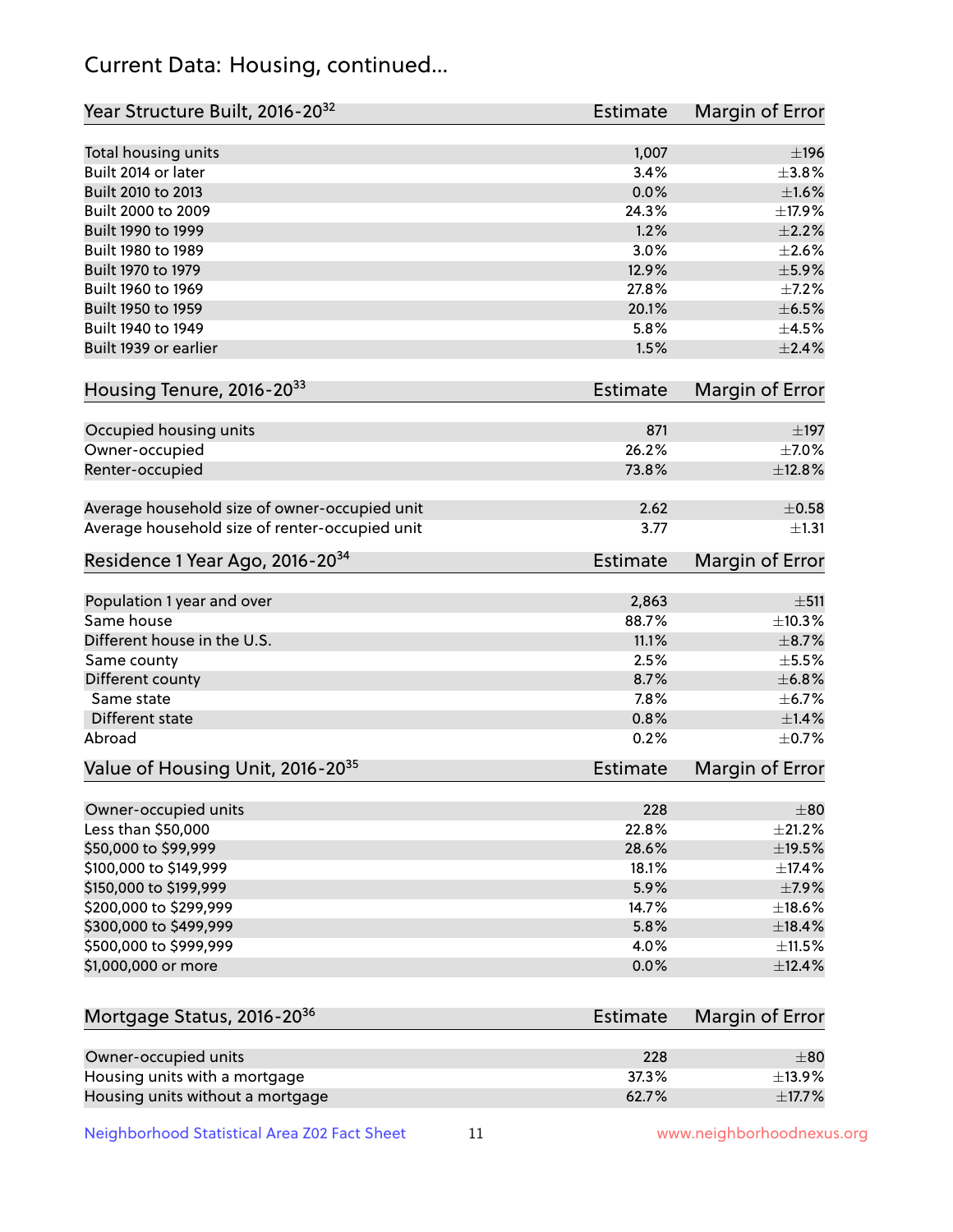# Current Data: Housing, continued...

| Year Structure Built, 2016-20[32] | Estimate | Margin of Error |
|---|---|---|
| Total housing units | 1,007 | ±196 |
| Built 2014 or later | 3.4% | ±3.8% |
| Built 2010 to 2013 | 0.0% | ±1.6% |
| Built 2000 to 2009 | 24.3% | ±17.9% |
| Built 1990 to 1999 | 1.2% | ±2.2% |
| Built 1980 to 1989 | 3.0% | ±2.6% |
| Built 1970 to 1979 | 12.9% | ±5.9% |
| Built 1960 to 1969 | 27.8% | ±7.2% |
| Built 1950 to 1959 | 20.1% | ±6.5% |
| Built 1940 to 1949 | 5.8% | ±4.5% |
| Built 1939 or earlier | 1.5% | ±2.4% |

| Housing Tenure, 2016-20[33] | Estimate | Margin of Error |
|---|---|---|
| Occupied housing units | 871 | ±197 |
| Owner-occupied | 26.2% | ±7.0% |
| Renter-occupied | 73.8% | ±12.8% |
| Average household size of owner-occupied unit | 2.62 | ±0.58 |
| Average household size of renter-occupied unit | 3.77 | ±1.31 |

| Residence 1 Year Ago, 2016-20[34] | Estimate | Margin of Error |
|---|---|---|
| Population 1 year and over | 2,863 | ±511 |
| Same house | 88.7% | ±10.3% |
| Different house in the U.S. | 11.1% | ±8.7% |
| Same county | 2.5% | ±5.5% |
| Different county | 8.7% | ±6.8% |
| Same state | 7.8% | ±6.7% |
| Different state | 0.8% | ±1.4% |
| Abroad | 0.2% | ±0.7% |

| Value of Housing Unit, 2016-20[35] | Estimate | Margin of Error |
|---|---|---|
| Owner-occupied units | 228 | ±80 |
| Less than $50,000 | 22.8% | ±21.2% |
| $50,000 to $99,999 | 28.6% | ±19.5% |
| $100,000 to $149,999 | 18.1% | ±17.4% |
| $150,000 to $199,999 | 5.9% | ±7.9% |
| $200,000 to $299,999 | 14.7% | ±18.6% |
| $300,000 to $499,999 | 5.8% | ±18.4% |
| $500,000 to $999,999 | 4.0% | ±11.5% |
| $1,000,000 or more | 0.0% | ±12.4% |

| Mortgage Status, 2016-20[36] | Estimate | Margin of Error |
|---|---|---|
| Owner-occupied units | 228 | ±80 |
| Housing units with a mortgage | 37.3% | ±13.9% |
| Housing units without a mortgage | 62.7% | ±17.7% |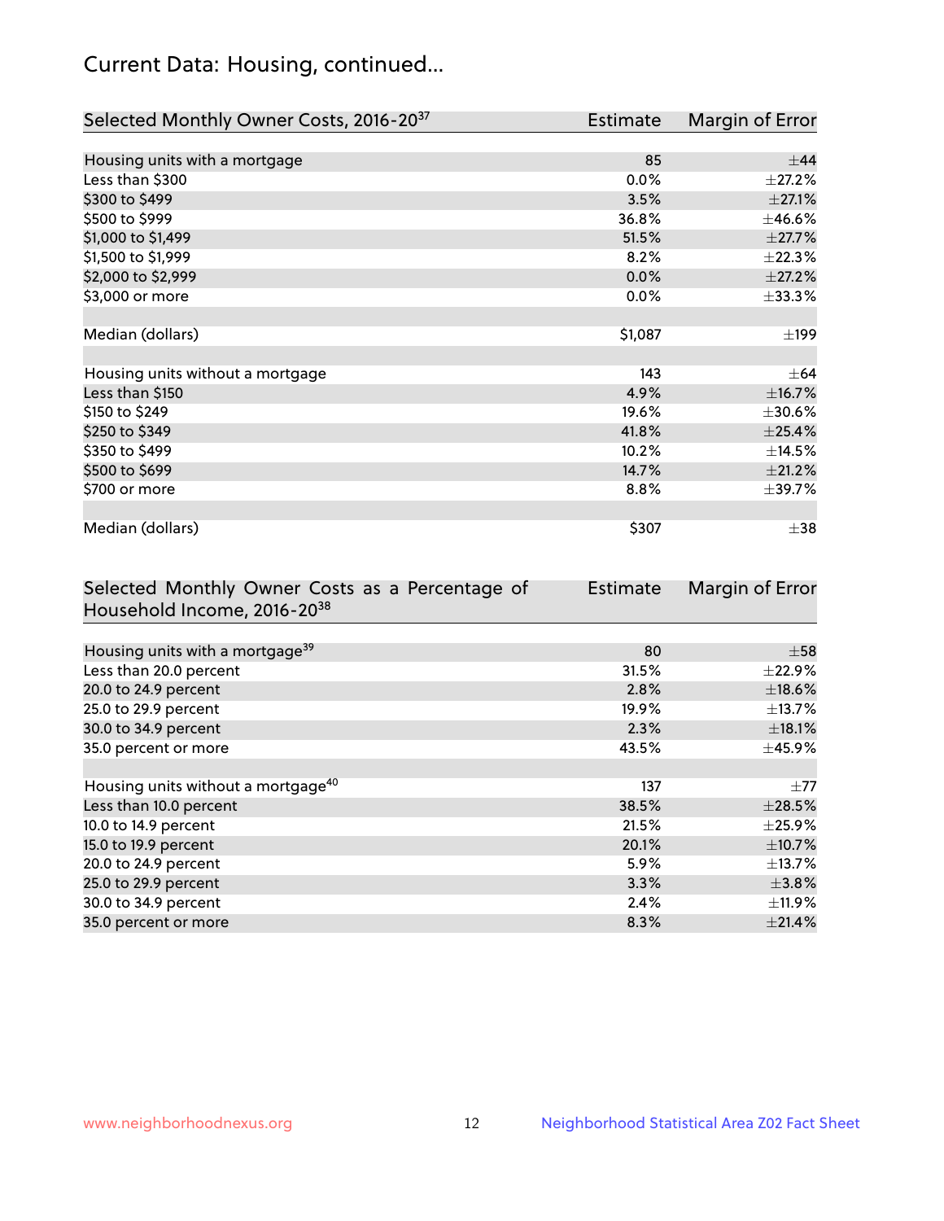## Current Data: Housing, continued...

| Selected Monthly Owner Costs, 2016-20[37] | Estimate | Margin of Error |
|---|---|---|
| Housing units with a mortgage | 85 | ±44 |
| Less than $300 | 0.0% | ±27.2% |
| $300 to $499 | 3.5% | ±27.1% |
| $500 to $999 | 36.8% | ±46.6% |
| $1,000 to $1,499 | 51.5% | ±27.7% |
| $1,500 to $1,999 | 8.2% | ±22.3% |
| $2,000 to $2,999 | 0.0% | ±27.2% |
| $3,000 or more | 0.0% | ±33.3% |
| | | |
| Median (dollars) | $1,087 | ±199 |
| | | |
| Housing units without a mortgage | 143 | ±64 |
| Less than $150 | 4.9% | ±16.7% |
| $150 to $249 | 19.6% | ±30.6% |
| $250 to $349 | 41.8% | ±25.4% |
| $350 to $499 | 10.2% | ±14.5% |
| $500 to $699 | 14.7% | ±21.2% |
| $700 or more | 8.8% | ±39.7% |
| | | |
| Median (dollars) | $307 | ±38 |

| Selected Monthly Owner Costs as a Percentage of Household Income, 2016-20[38] | Estimate | Margin of Error |
|---|---|---|
| Housing units with a mortgage[39] | 80 | ±58 |
| Less than 20.0 percent | 31.5% | ±22.9% |
| 20.0 to 24.9 percent | 2.8% | ±18.6% |
| 25.0 to 29.9 percent | 19.9% | ±13.7% |
| 30.0 to 34.9 percent | 2.3% | ±18.1% |
| 35.0 percent or more | 43.5% | ±45.9% |
| | | |
| Housing units without a mortgage[40] | 137 | ±77 |
| Less than 10.0 percent | 38.5% | ±28.5% |
| 10.0 to 14.9 percent | 21.5% | ±25.9% |
| 15.0 to 19.9 percent | 20.1% | ±10.7% |
| 20.0 to 24.9 percent | 5.9% | ±13.7% |
| 25.0 to 29.9 percent | 3.3% | ±3.8% |
| 30.0 to 34.9 percent | 2.4% | ±11.9% |
| 35.0 percent or more | 8.3% | ±21.4% |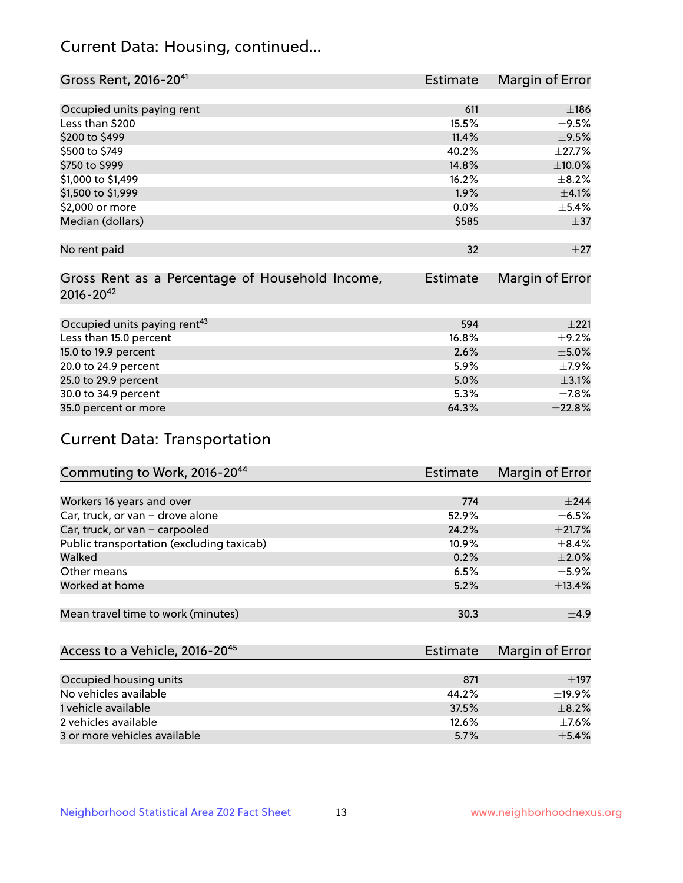## Current Data: Housing, continued...

| Gross Rent, 2016-20[41] | Estimate | Margin of Error |
|---|---|---|
| Occupied units paying rent | 611 | ±186 |
| Less than $200 | 15.5% | ±9.5% |
| $200 to $499 | 11.4% | ±9.5% |
| $500 to $749 | 40.2% | ±27.7% |
| $750 to $999 | 14.8% | ±10.0% |
| $1,000 to $1,499 | 16.2% | ±8.2% |
| $1,500 to $1,999 | 1.9% | ±4.1% |
| $2,000 or more | 0.0% | ±5.4% |
| Median (dollars) | $585 | ±37 |
| No rent paid | 32 | ±27 |

| Gross Rent as a Percentage of Household Income, 2016-20[42] | Estimate | Margin of Error |
|---|---|---|
| Occupied units paying rent[43] | 594 | ±221 |
| Less than 15.0 percent | 16.8% | ±9.2% |
| 15.0 to 19.9 percent | 2.6% | ±5.0% |
| 20.0 to 24.9 percent | 5.9% | ±7.9% |
| 25.0 to 29.9 percent | 5.0% | ±3.1% |
| 30.0 to 34.9 percent | 5.3% | ±7.8% |
| 35.0 percent or more | 64.3% | ±22.8% |

## Current Data: Transportation

| Commuting to Work, 2016-20[44] | Estimate | Margin of Error |
|---|---|---|
| Workers 16 years and over | 774 | ±244 |
| Car, truck, or van – drove alone | 52.9% | ±6.5% |
| Car, truck, or van – carpooled | 24.2% | ±21.7% |
| Public transportation (excluding taxicab) | 10.9% | ±8.4% |
| Walked | 0.2% | ±2.0% |
| Other means | 6.5% | ±5.9% |
| Worked at home | 5.2% | ±13.4% |
| Mean travel time to work (minutes) | 30.3 | ±4.9 |

| Access to a Vehicle, 2016-20[45] | Estimate | Margin of Error |
|---|---|---|
| Occupied housing units | 871 | ±197 |
| No vehicles available | 44.2% | ±19.9% |
| 1 vehicle available | 37.5% | ±8.2% |
| 2 vehicles available | 12.6% | ±7.6% |
| 3 or more vehicles available | 5.7% | ±5.4% |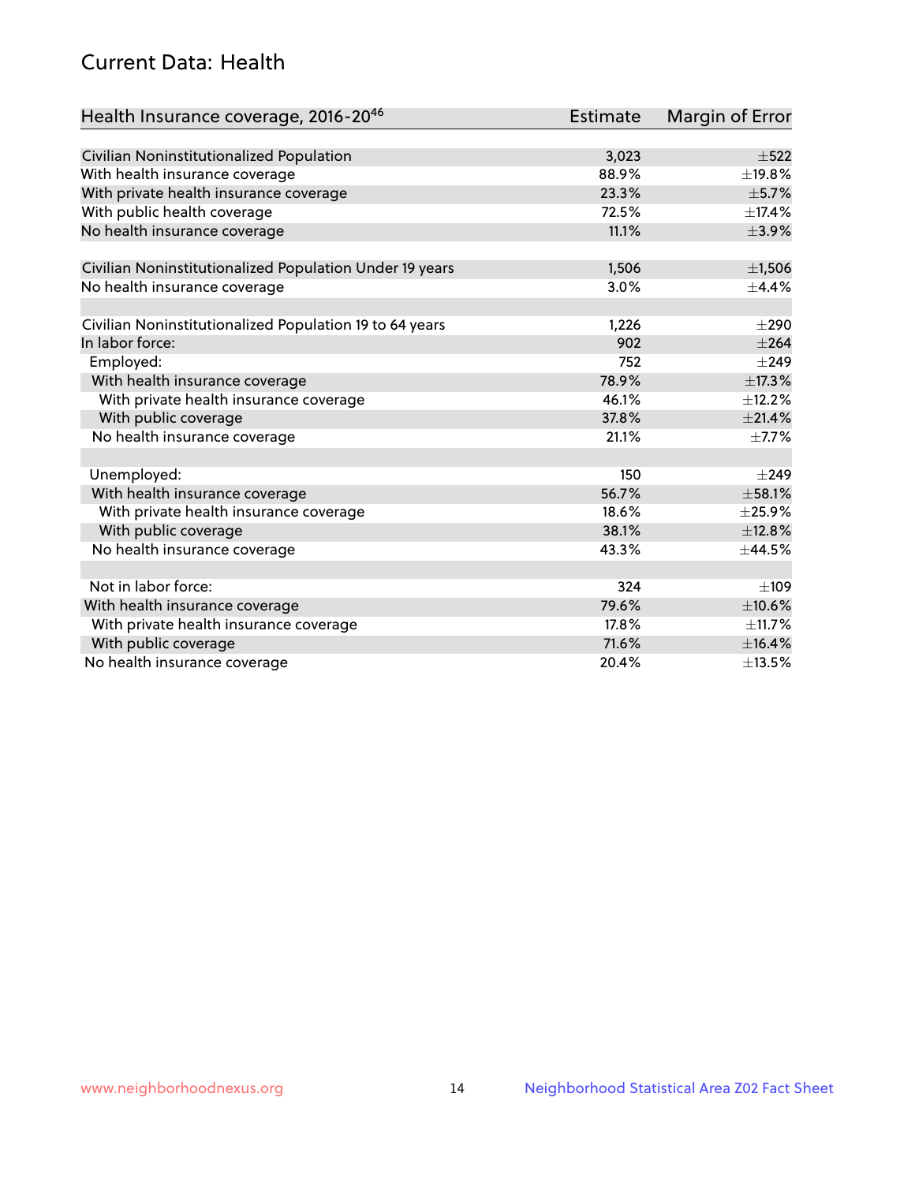## Current Data: Health

| Health Insurance coverage, 2016-20[46] | Estimate | Margin of Error |
|---|---|---|
| Civilian Noninstitutionalized Population | 3,023 | ±522 |
| With health insurance coverage | 88.9% | ±19.8% |
| With private health insurance coverage | 23.3% | ±5.7% |
| With public health coverage | 72.5% | ±17.4% |
| No health insurance coverage | 11.1% | ±3.9% |
| | | |
| Civilian Noninstitutionalized Population Under 19 years | 1,506 | ±1,506 |
| No health insurance coverage | 3.0% | ±4.4% |
| | | |
| Civilian Noninstitutionalized Population 19 to 64 years | 1,226 | ±290 |
| In labor force: | 902 | ±264 |
| Employed: | 752 | ±249 |
| With health insurance coverage | 78.9% | ±17.3% |
| With private health insurance coverage | 46.1% | ±12.2% |
| With public coverage | 37.8% | ±21.4% |
| No health insurance coverage | 21.1% | ±7.7% |
| | | |
| Unemployed: | 150 | ±249 |
| With health insurance coverage | 56.7% | ±58.1% |
| With private health insurance coverage | 18.6% | ±25.9% |
| With public coverage | 38.1% | ±12.8% |
| No health insurance coverage | 43.3% | ±44.5% |
| | | |
| Not in labor force: | 324 | ±109 |
| With health insurance coverage | 79.6% | ±10.6% |
| With private health insurance coverage | 17.8% | ±11.7% |
| With public coverage | 71.6% | ±16.4% |
| No health insurance coverage | 20.4% | ±13.5% |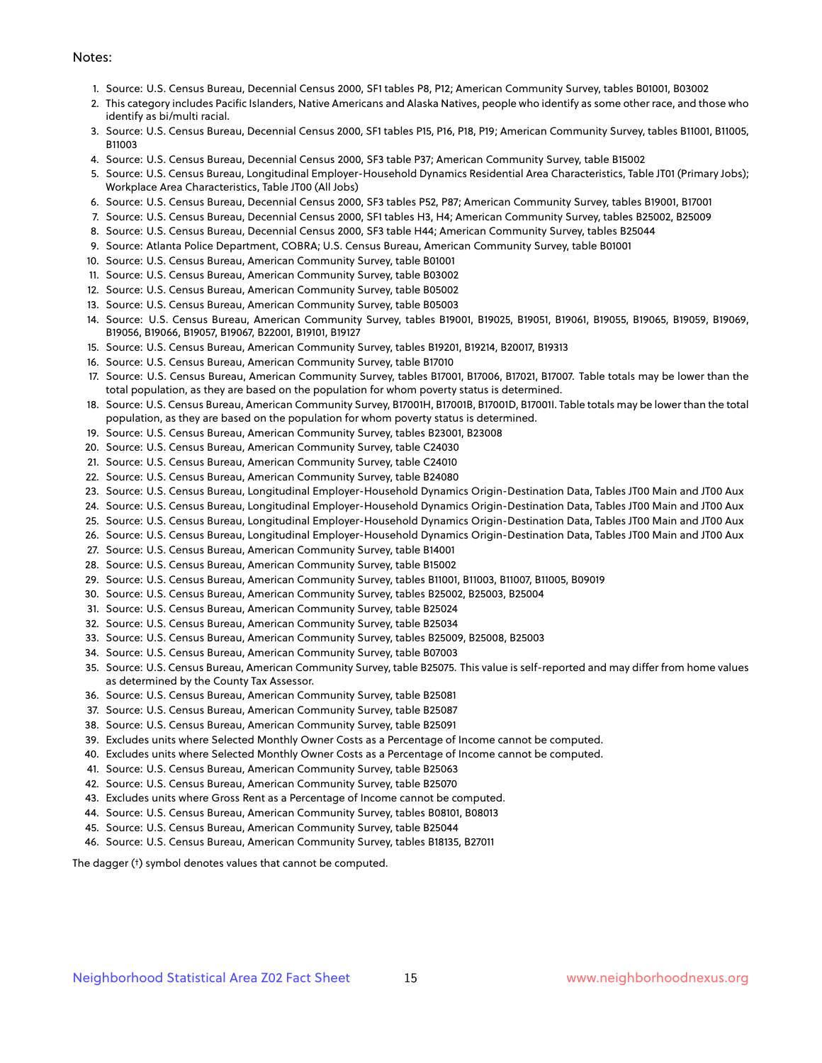Notes:

1. Source: U.S. Census Bureau, Decennial Census 2000, SF1 tables P8, P12; American Community Survey, tables B01001, B03002
2. This category includes Pacific Islanders, Native Americans and Alaska Natives, people who identify as some other race, and those who identify as bi/multi racial.
3. Source: U.S. Census Bureau, Decennial Census 2000, SF1 tables P15, P16, P18, P19; American Community Survey, tables B11001, B11005, B11003
4. Source: U.S. Census Bureau, Decennial Census 2000, SF3 table P37; American Community Survey, table B15002
5. Source: U.S. Census Bureau, Longitudinal Employer-Household Dynamics Residential Area Characteristics, Table JT01 (Primary Jobs); Workplace Area Characteristics, Table JT00 (All Jobs)
6. Source: U.S. Census Bureau, Decennial Census 2000, SF3 tables P52, P87; American Community Survey, tables B19001, B17001
7. Source: U.S. Census Bureau, Decennial Census 2000, SF1 tables H3, H4; American Community Survey, tables B25002, B25009
8. Source: U.S. Census Bureau, Decennial Census 2000, SF3 table H44; American Community Survey, tables B25044
9. Source: Atlanta Police Department, COBRA; U.S. Census Bureau, American Community Survey, table B01001
10. Source: U.S. Census Bureau, American Community Survey, table B01001
11. Source: U.S. Census Bureau, American Community Survey, table B03002
12. Source: U.S. Census Bureau, American Community Survey, table B05002
13. Source: U.S. Census Bureau, American Community Survey, table B05003
14. Source: U.S. Census Bureau, American Community Survey, tables B19001, B19025, B19051, B19061, B19055, B19065, B19059, B19069, B19056, B19066, B19057, B19067, B22001, B19101, B19127
15. Source: U.S. Census Bureau, American Community Survey, tables B19201, B19214, B20017, B19313
16. Source: U.S. Census Bureau, American Community Survey, table B17010
17. Source: U.S. Census Bureau, American Community Survey, tables B17001, B17006, B17021, B17007. Table totals may be lower than the total population, as they are based on the population for whom poverty status is determined.
18. Source: U.S. Census Bureau, American Community Survey, B17001H, B17001B, B17001D, B17001I. Table totals may be lower than the total population, as they are based on the population for whom poverty status is determined.
19. Source: U.S. Census Bureau, American Community Survey, tables B23001, B23008
20. Source: U.S. Census Bureau, American Community Survey, table C24030
21. Source: U.S. Census Bureau, American Community Survey, table C24010
22. Source: U.S. Census Bureau, American Community Survey, table B24080
23. Source: U.S. Census Bureau, Longitudinal Employer-Household Dynamics Origin-Destination Data, Tables JT00 Main and JT00 Aux
24. Source: U.S. Census Bureau, Longitudinal Employer-Household Dynamics Origin-Destination Data, Tables JT00 Main and JT00 Aux
25. Source: U.S. Census Bureau, Longitudinal Employer-Household Dynamics Origin-Destination Data, Tables JT00 Main and JT00 Aux
26. Source: U.S. Census Bureau, Longitudinal Employer-Household Dynamics Origin-Destination Data, Tables JT00 Main and JT00 Aux
27. Source: U.S. Census Bureau, American Community Survey, table B14001
28. Source: U.S. Census Bureau, American Community Survey, table B15002
29. Source: U.S. Census Bureau, American Community Survey, tables B11001, B11003, B11007, B11005, B09019
30. Source: U.S. Census Bureau, American Community Survey, tables B25002, B25003, B25004
31. Source: U.S. Census Bureau, American Community Survey, table B25024
32. Source: U.S. Census Bureau, American Community Survey, table B25034
33. Source: U.S. Census Bureau, American Community Survey, tables B25009, B25008, B25003
34. Source: U.S. Census Bureau, American Community Survey, table B07003
35. Source: U.S. Census Bureau, American Community Survey, table B25075. This value is self-reported and may differ from home values as determined by the County Tax Assessor.
36. Source: U.S. Census Bureau, American Community Survey, table B25081
37. Source: U.S. Census Bureau, American Community Survey, table B25087
38. Source: U.S. Census Bureau, American Community Survey, table B25091
39. Excludes units where Selected Monthly Owner Costs as a Percentage of Income cannot be computed.
40. Excludes units where Selected Monthly Owner Costs as a Percentage of Income cannot be computed.
41. Source: U.S. Census Bureau, American Community Survey, table B25063
42. Source: U.S. Census Bureau, American Community Survey, table B25070
43. Excludes units where Gross Rent as a Percentage of Income cannot be computed.
44. Source: U.S. Census Bureau, American Community Survey, tables B08101, B08013
45. Source: U.S. Census Bureau, American Community Survey, table B25044
46. Source: U.S. Census Bureau, American Community Survey, tables B18135, B27011

The dagger (†) symbol denotes values that cannot be computed.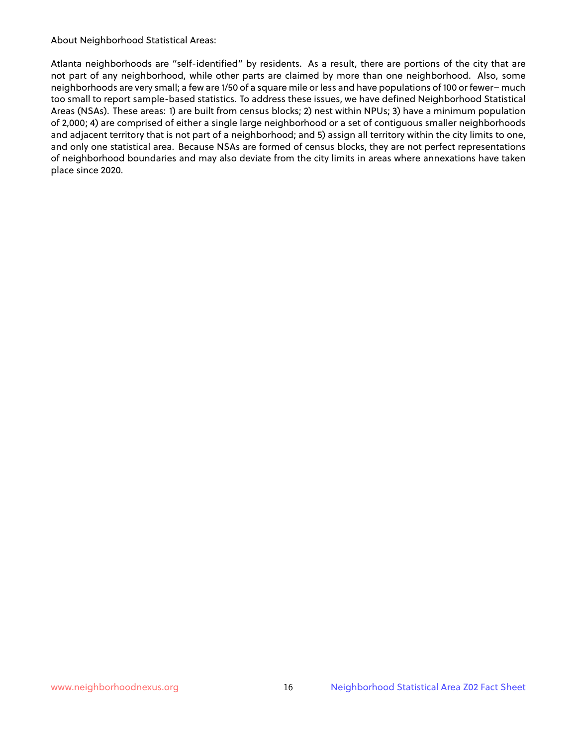About Neighborhood Statistical Areas:

Atlanta neighborhoods are "self-identified" by residents. As a result, there are portions of the city that are not part of any neighborhood, while other parts are claimed by more than one neighborhood. Also, some neighborhoods are very small; a few are 1/50 of a square mile or less and have populations of 100 or fewer– much too small to report sample-based statistics. To address these issues, we have defined Neighborhood Statistical Areas (NSAs). These areas: 1) are built from census blocks; 2) nest within NPUs; 3) have a minimum population of 2,000; 4) are comprised of either a single large neighborhood or a set of contiguous smaller neighborhoods and adjacent territory that is not part of a neighborhood; and 5) assign all territory within the city limits to one, and only one statistical area. Because NSAs are formed of census blocks, they are not perfect representations of neighborhood boundaries and may also deviate from the city limits in areas where annexations have taken place since 2020.